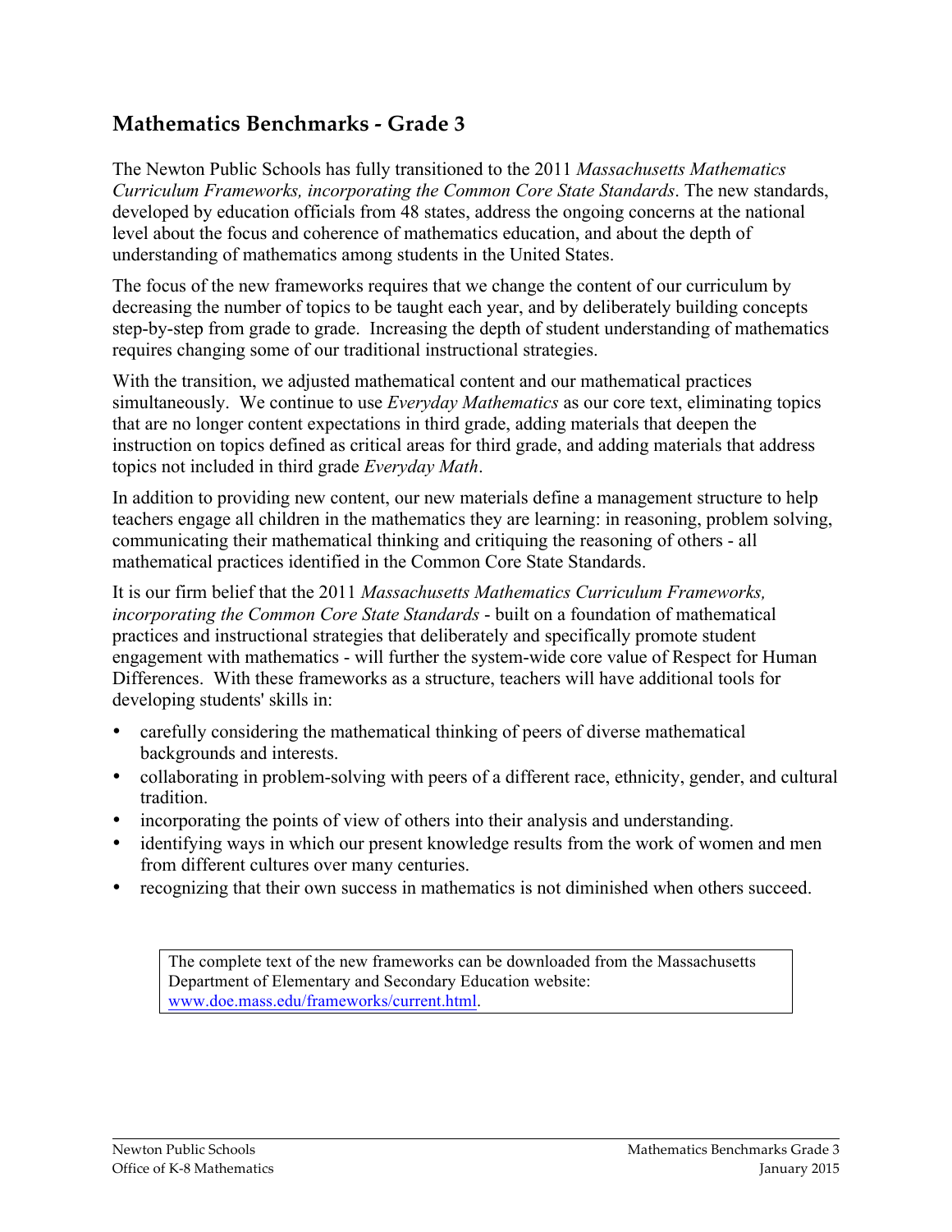## Mathematics Benchmarks - Grade 3

The Newton Public Schools has fully transitioned to the 2011 *Massachusetts Mathematics Curriculum Frameworks, incorporating the Common Core State Standards*. The new standards, developed by education officials from 48 states, address the ongoing concerns at the national level about the focus and coherence of mathematics education, and about the depth of understanding of mathematics among students in the United States.

The focus of the new frameworks requires that we change the content of our curriculum by decreasing the number of topics to be taught each year, and by deliberately building concepts step-by-step from grade to grade. Increasing the depth of student understanding of mathematics requires changing some of our traditional instructional strategies.

With the transition, we adjusted mathematical content and our mathematical practices simultaneously. We continue to use *Everyday Mathematics* as our core text, eliminating topics that are no longer content expectations in third grade, adding materials that deepen the instruction on topics defined as critical areas for third grade, and adding materials that address topics not included in third grade *Everyday Math*.

In addition to providing new content, our new materials define a management structure to help teachers engage all children in the mathematics they are learning: in reasoning, problem solving, communicating their mathematical thinking and critiquing the reasoning of others - all mathematical practices identified in the Common Core State Standards.

It is our firm belief that the 2011 *Massachusetts Mathematics Curriculum Frameworks, incorporating the Common Core State Standards* - built on a foundation of mathematical practices and instructional strategies that deliberately and specifically promote student engagement with mathematics - will further the system-wide core value of Respect for Human Differences. With these frameworks as a structure, teachers will have additional tools for developing students' skills in:

- carefully considering the mathematical thinking of peers of diverse mathematical backgrounds and interests.
- collaborating in problem-solving with peers of a different race, ethnicity, gender, and cultural tradition.
- incorporating the points of view of others into their analysis and understanding.
- identifying ways in which our present knowledge results from the work of women and men from different cultures over many centuries.
- recognizing that their own success in mathematics is not diminished when others succeed.

> The complete text of the new frameworks can be downloaded from the Massachusetts Department of Elementary and Secondary Education website: www.doe.mass.edu/frameworks/current.html.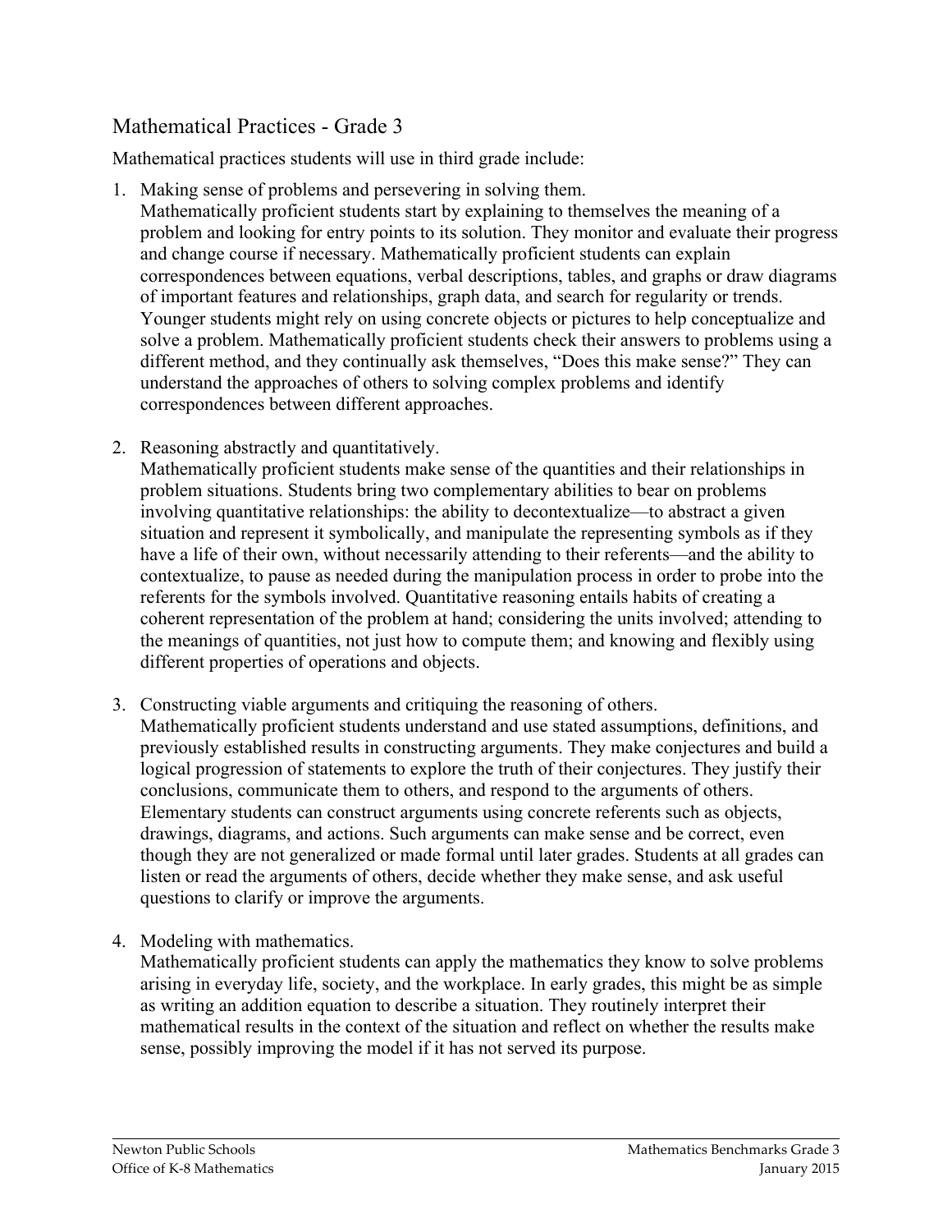## Mathematical Practices - Grade 3

Mathematical practices students will use in third grade include:

1. Making sense of problems and persevering in solving them.
   Mathematically proficient students start by explaining to themselves the meaning of a problem and looking for entry points to its solution. They monitor and evaluate their progress and change course if necessary. Mathematically proficient students can explain correspondences between equations, verbal descriptions, tables, and graphs or draw diagrams of important features and relationships, graph data, and search for regularity or trends. Younger students might rely on using concrete objects or pictures to help conceptualize and solve a problem. Mathematically proficient students check their answers to problems using a different method, and they continually ask themselves, "Does this make sense?" They can understand the approaches of others to solving complex problems and identify correspondences between different approaches.

2. Reasoning abstractly and quantitatively.
   Mathematically proficient students make sense of the quantities and their relationships in problem situations. Students bring two complementary abilities to bear on problems involving quantitative relationships: the ability to decontextualize—to abstract a given situation and represent it symbolically, and manipulate the representing symbols as if they have a life of their own, without necessarily attending to their referents—and the ability to contextualize, to pause as needed during the manipulation process in order to probe into the referents for the symbols involved. Quantitative reasoning entails habits of creating a coherent representation of the problem at hand; considering the units involved; attending to the meanings of quantities, not just how to compute them; and knowing and flexibly using different properties of operations and objects.

3. Constructing viable arguments and critiquing the reasoning of others.
   Mathematically proficient students understand and use stated assumptions, definitions, and previously established results in constructing arguments. They make conjectures and build a logical progression of statements to explore the truth of their conjectures. They justify their conclusions, communicate them to others, and respond to the arguments of others. Elementary students can construct arguments using concrete referents such as objects, drawings, diagrams, and actions. Such arguments can make sense and be correct, even though they are not generalized or made formal until later grades. Students at all grades can listen or read the arguments of others, decide whether they make sense, and ask useful questions to clarify or improve the arguments.

4. Modeling with mathematics.
   Mathematically proficient students can apply the mathematics they know to solve problems arising in everyday life, society, and the workplace. In early grades, this might be as simple as writing an addition equation to describe a situation. They routinely interpret their mathematical results in the context of the situation and reflect on whether the results make sense, possibly improving the model if it has not served its purpose.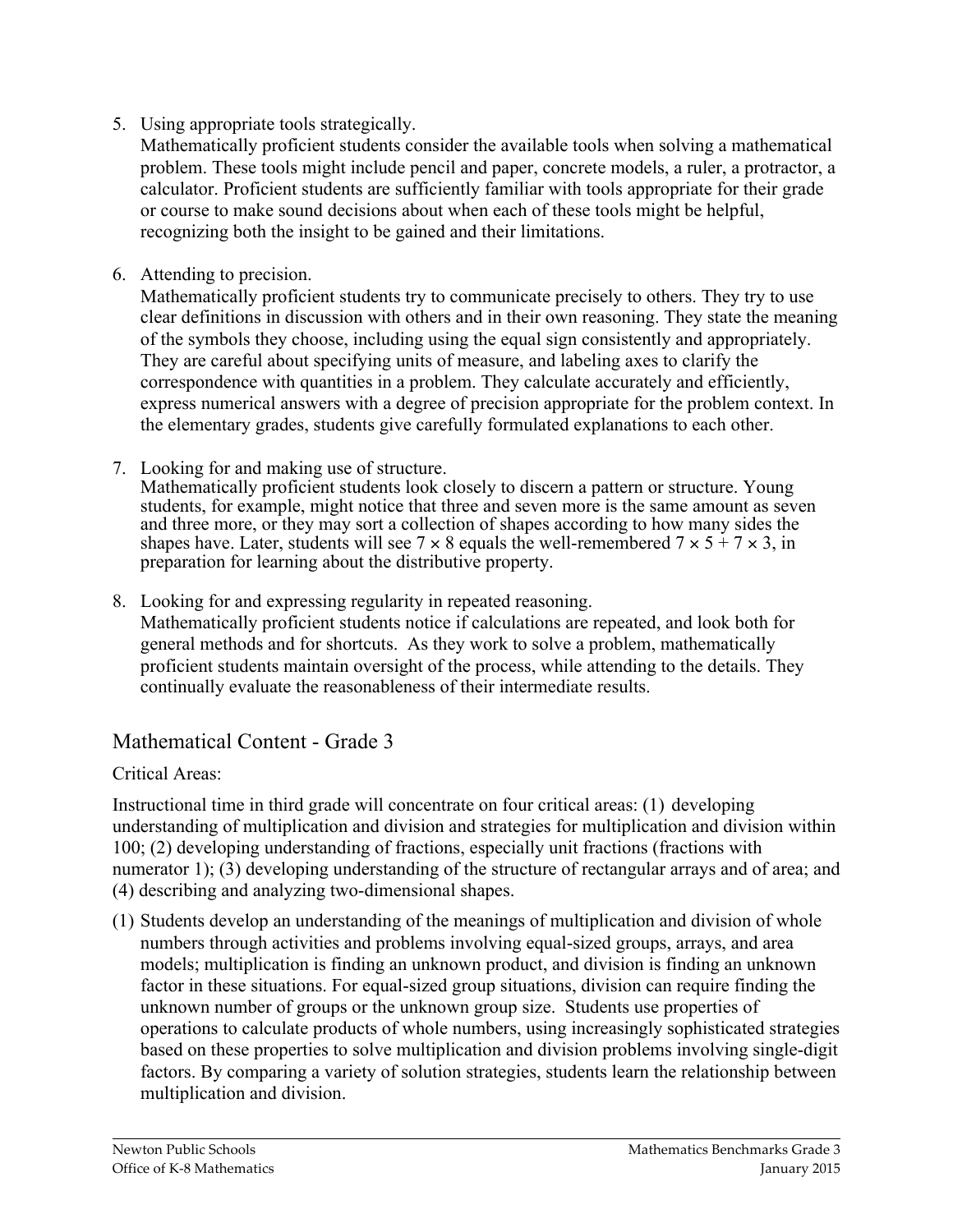5. Using appropriate tools strategically.
   Mathematically proficient students consider the available tools when solving a mathematical problem. These tools might include pencil and paper, concrete models, a ruler, a protractor, a calculator. Proficient students are sufficiently familiar with tools appropriate for their grade or course to make sound decisions about when each of these tools might be helpful, recognizing both the insight to be gained and their limitations.

6. Attending to precision.
   Mathematically proficient students try to communicate precisely to others. They try to use clear definitions in discussion with others and in their own reasoning. They state the meaning of the symbols they choose, including using the equal sign consistently and appropriately. They are careful about specifying units of measure, and labeling axes to clarify the correspondence with quantities in a problem. They calculate accurately and efficiently, express numerical answers with a degree of precision appropriate for the problem context. In the elementary grades, students give carefully formulated explanations to each other.

7. Looking for and making use of structure.
   Mathematically proficient students look closely to discern a pattern or structure. Young students, for example, might notice that three and seven more is the same amount as seven and three more, or they may sort a collection of shapes according to how many sides the shapes have. Later, students will see $7 \times 8$ equals the well-remembered $7 \times 5 + 7 \times 3$, in preparation for learning about the distributive property.

8. Looking for and expressing regularity in repeated reasoning.
   Mathematically proficient students notice if calculations are repeated, and look both for general methods and for shortcuts. As they work to solve a problem, mathematically proficient students maintain oversight of the process, while attending to the details. They continually evaluate the reasonableness of their intermediate results.

## Mathematical Content - Grade 3

Critical Areas:

Instructional time in third grade will concentrate on four critical areas: (1) developing understanding of multiplication and division and strategies for multiplication and division within 100; (2) developing understanding of fractions, especially unit fractions (fractions with numerator 1); (3) developing understanding of the structure of rectangular arrays and of area; and (4) describing and analyzing two-dimensional shapes.

(1) Students develop an understanding of the meanings of multiplication and division of whole numbers through activities and problems involving equal-sized groups, arrays, and area models; multiplication is finding an unknown product, and division is finding an unknown factor in these situations. For equal-sized group situations, division can require finding the unknown number of groups or the unknown group size. Students use properties of operations to calculate products of whole numbers, using increasingly sophisticated strategies based on these properties to solve multiplication and division problems involving single-digit factors. By comparing a variety of solution strategies, students learn the relationship between multiplication and division.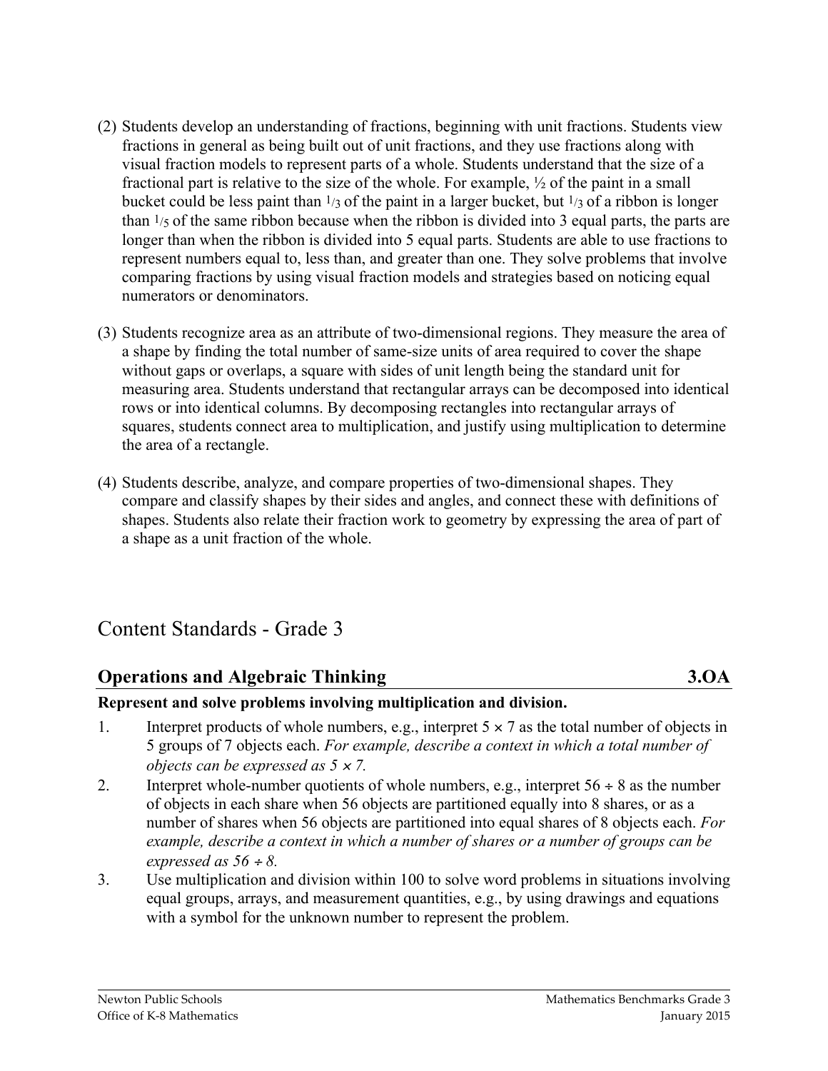(2) Students develop an understanding of fractions, beginning with unit fractions. Students view fractions in general as being built out of unit fractions, and they use fractions along with visual fraction models to represent parts of a whole. Students understand that the size of a fractional part is relative to the size of the whole. For example, $\frac{1}{2}$ of the paint in a small bucket could be less paint than $\frac{1}{3}$ of the paint in a larger bucket, but $\frac{1}{3}$ of a ribbon is longer than $\frac{1}{5}$ of the same ribbon because when the ribbon is divided into 3 equal parts, the parts are longer than when the ribbon is divided into 5 equal parts. Students are able to use fractions to represent numbers equal to, less than, and greater than one. They solve problems that involve comparing fractions by using visual fraction models and strategies based on noticing equal numerators or denominators.

(3) Students recognize area as an attribute of two-dimensional regions. They measure the area of a shape by finding the total number of same-size units of area required to cover the shape without gaps or overlaps, a square with sides of unit length being the standard unit for measuring area. Students understand that rectangular arrays can be decomposed into identical rows or into identical columns. By decomposing rectangles into rectangular arrays of squares, students connect area to multiplication, and justify using multiplication to determine the area of a rectangle.

(4) Students describe, analyze, and compare properties of two-dimensional shapes. They compare and classify shapes by their sides and angles, and connect these with definitions of shapes. Students also relate their fraction work to geometry by expressing the area of part of a shape as a unit fraction of the whole.

# Content Standards - Grade 3

## Operations and Algebraic Thinking 3.OA

**Represent and solve problems involving multiplication and division.**

1. Interpret products of whole numbers, e.g., interpret $5 \times 7$ as the total number of objects in 5 groups of 7 objects each. *For example, describe a context in which a total number of objects can be expressed as $5 \times 7$.*
2. Interpret whole-number quotients of whole numbers, e.g., interpret $56 \div 8$ as the number of objects in each share when 56 objects are partitioned equally into 8 shares, or as a number of shares when 56 objects are partitioned into equal shares of 8 objects each. *For example, describe a context in which a number of shares or a number of groups can be expressed as $56 \div 8$.*
3. Use multiplication and division within 100 to solve word problems in situations involving equal groups, arrays, and measurement quantities, e.g., by using drawings and equations with a symbol for the unknown number to represent the problem.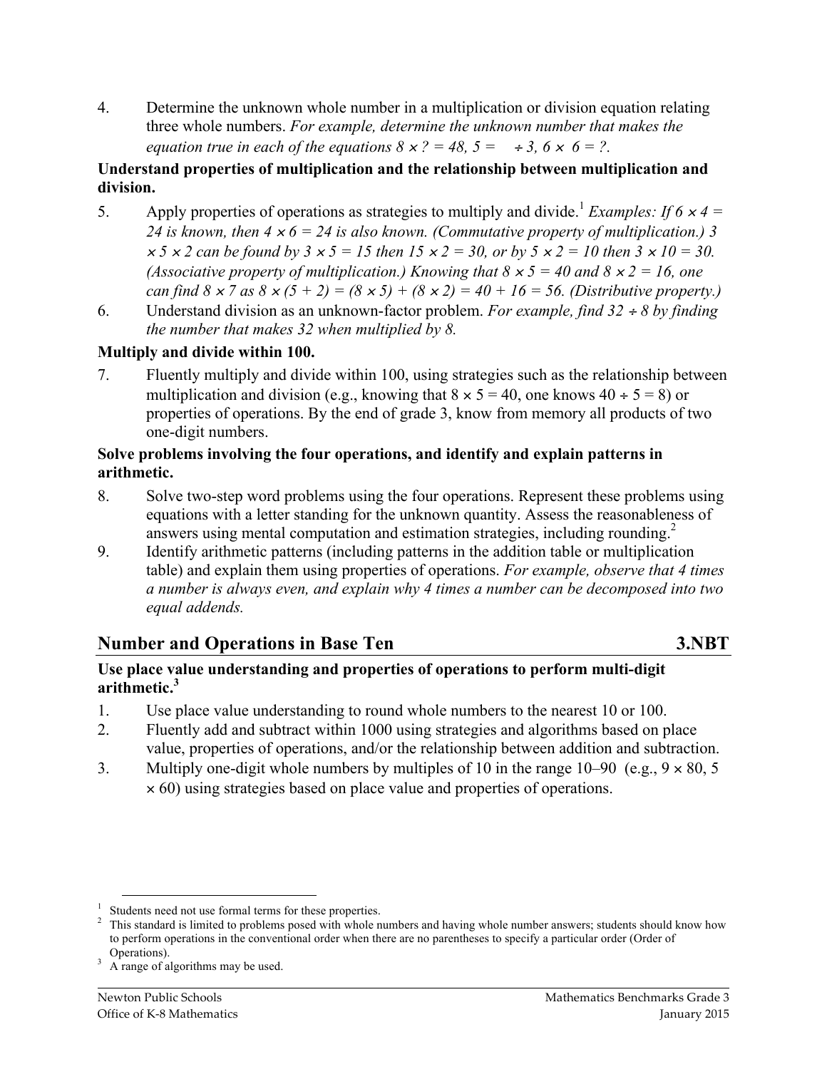4. Determine the unknown whole number in a multiplication or division equation relating three whole numbers. *For example, determine the unknown number that makes the equation true in each of the equations $8 \times ? = 48$, $5 = \_ \div 3$, $6 \times 6 = ?$.*

**Understand properties of multiplication and the relationship between multiplication and division.**

5. Apply properties of operations as strategies to multiply and divide.[1] *Examples: If $6 \times 4 = 24$ is known, then $4 \times 6 = 24$ is also known. (Commutative property of multiplication.) $3 \times 5 \times 2$ can be found by $3 \times 5 = 15$ then $15 \times 2 = 30$, or by $5 \times 2 = 10$ then $3 \times 10 = 30$. (Associative property of multiplication.) Knowing that $8 \times 5 = 40$ and $8 \times 2 = 16$, one can find $8 \times 7$ as $8 \times (5 + 2) = (8 \times 5) + (8 \times 2) = 40 + 16 = 56$. (Distributive property.)*
6. Understand division as an unknown-factor problem. *For example, find $32 \div 8$ by finding the number that makes 32 when multiplied by 8.*

**Multiply and divide within 100.**

7. Fluently multiply and divide within 100, using strategies such as the relationship between multiplication and division (e.g., knowing that $8 \times 5 = 40$, one knows $40 \div 5 = 8$) or properties of operations. By the end of grade 3, know from memory all products of two one-digit numbers.

**Solve problems involving the four operations, and identify and explain patterns in arithmetic.**

8. Solve two-step word problems using the four operations. Represent these problems using equations with a letter standing for the unknown quantity. Assess the reasonableness of answers using mental computation and estimation strategies, including rounding.[2]
9. Identify arithmetic patterns (including patterns in the addition table or multiplication table) and explain them using properties of operations. *For example, observe that 4 times a number is always even, and explain why 4 times a number can be decomposed into two equal addends.*

## Number and Operations in Base Ten — 3.NBT

**Use place value understanding and properties of operations to perform multi-digit arithmetic.[3]**

1. Use place value understanding to round whole numbers to the nearest 10 or 100.
2. Fluently add and subtract within 1000 using strategies and algorithms based on place value, properties of operations, and/or the relationship between addition and subtraction.
3. Multiply one-digit whole numbers by multiples of 10 in the range 10–90 (e.g., $9 \times 80$, $5 \times 60$) using strategies based on place value and properties of operations.

---

[1] Students need not use formal terms for these properties.

[2] This standard is limited to problems posed with whole numbers and having whole number answers; students should know how to perform operations in the conventional order when there are no parentheses to specify a particular order (Order of Operations).

[3] A range of algorithms may be used.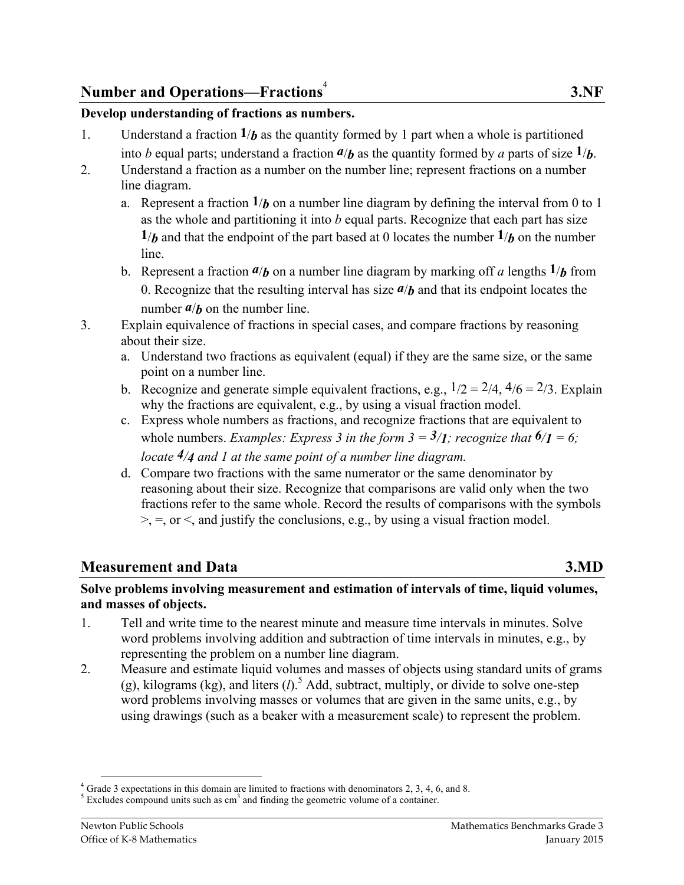## Number and Operations—Fractions[4] 3.NF

**Develop understanding of fractions as numbers.**

1. Understand a fraction $1/b$ as the quantity formed by 1 part when a whole is partitioned into $b$ equal parts; understand a fraction $a/b$ as the quantity formed by $a$ parts of size $1/b$.
2. Understand a fraction as a number on the number line; represent fractions on a number line diagram.
   a. Represent a fraction $1/b$ on a number line diagram by defining the interval from 0 to 1 as the whole and partitioning it into $b$ equal parts. Recognize that each part has size $1/b$ and that the endpoint of the part based at 0 locates the number $1/b$ on the number line.
   b. Represent a fraction $a/b$ on a number line diagram by marking off $a$ lengths $1/b$ from 0. Recognize that the resulting interval has size $a/b$ and that its endpoint locates the number $a/b$ on the number line.
3. Explain equivalence of fractions in special cases, and compare fractions by reasoning about their size.
   a. Understand two fractions as equivalent (equal) if they are the same size, or the same point on a number line.
   b. Recognize and generate simple equivalent fractions, e.g., $1/2 = 2/4$, $4/6 = 2/3$. Explain why the fractions are equivalent, e.g., by using a visual fraction model.
   c. Express whole numbers as fractions, and recognize fractions that are equivalent to whole numbers. *Examples: Express 3 in the form* $3 = 3/1$*; recognize that* $6/1 = 6$*; locate* $4/4$ *and 1 at the same point of a number line diagram.*
   d. Compare two fractions with the same numerator or the same denominator by reasoning about their size. Recognize that comparisons are valid only when the two fractions refer to the same whole. Record the results of comparisons with the symbols >, =, or <, and justify the conclusions, e.g., by using a visual fraction model.

## Measurement and Data 3.MD

**Solve problems involving measurement and estimation of intervals of time, liquid volumes, and masses of objects.**

1. Tell and write time to the nearest minute and measure time intervals in minutes. Solve word problems involving addition and subtraction of time intervals in minutes, e.g., by representing the problem on a number line diagram.
2. Measure and estimate liquid volumes and masses of objects using standard units of grams (g), kilograms (kg), and liters ($l$).[5] Add, subtract, multiply, or divide to solve one-step word problems involving masses or volumes that are given in the same units, e.g., by using drawings (such as a beaker with a measurement scale) to represent the problem.

---

[4] Grade 3 expectations in this domain are limited to fractions with denominators 2, 3, 4, 6, and 8.
[5] Excludes compound units such as $cm^3$ and finding the geometric volume of a container.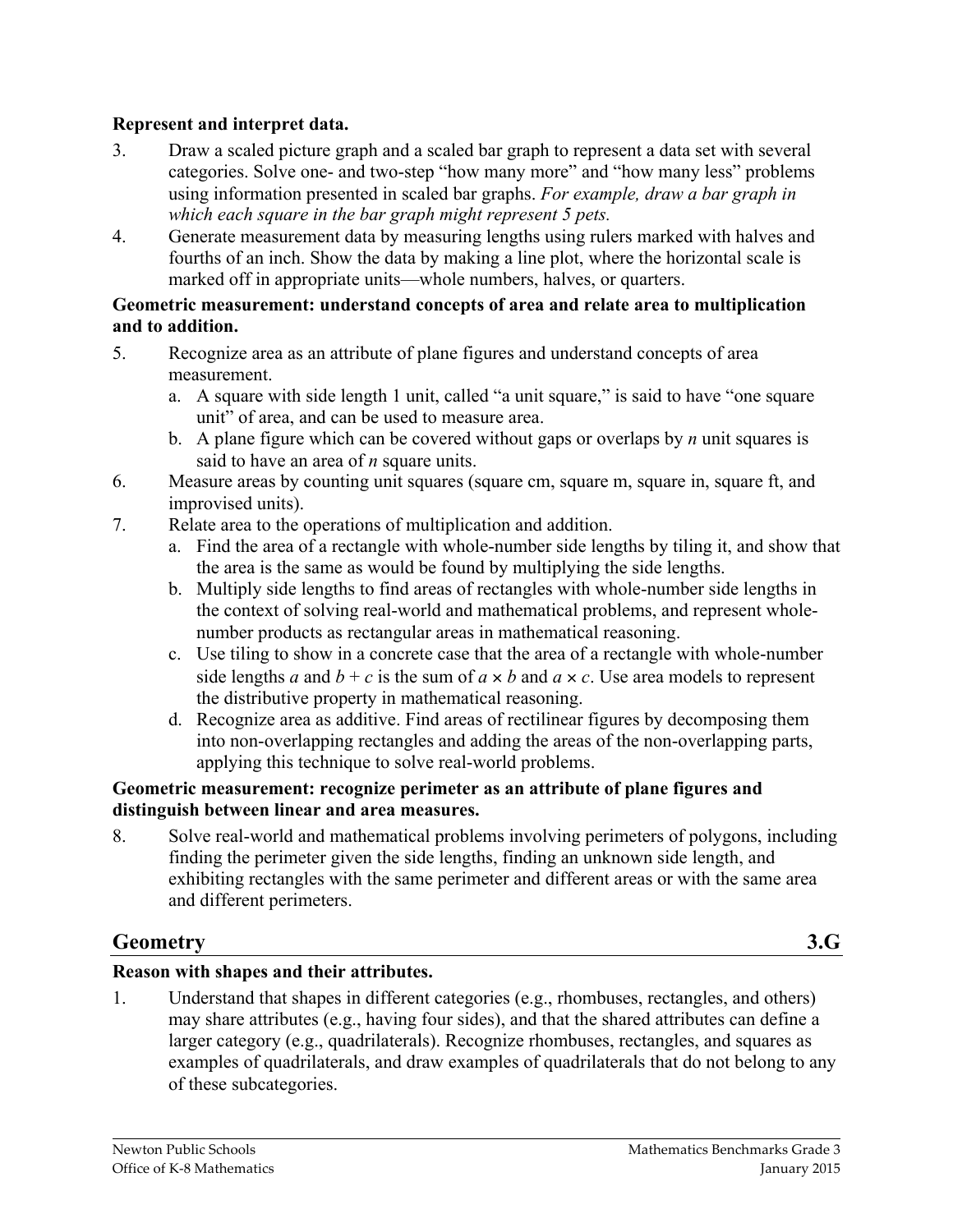**Represent and interpret data.**

3. Draw a scaled picture graph and a scaled bar graph to represent a data set with several categories. Solve one- and two-step "how many more" and "how many less" problems using information presented in scaled bar graphs. *For example, draw a bar graph in which each square in the bar graph might represent 5 pets.*
4. Generate measurement data by measuring lengths using rulers marked with halves and fourths of an inch. Show the data by making a line plot, where the horizontal scale is marked off in appropriate units—whole numbers, halves, or quarters.

**Geometric measurement: understand concepts of area and relate area to multiplication and to addition.**

5. Recognize area as an attribute of plane figures and understand concepts of area measurement.
   a. A square with side length 1 unit, called "a unit square," is said to have "one square unit" of area, and can be used to measure area.
   b. A plane figure which can be covered without gaps or overlaps by $n$ unit squares is said to have an area of $n$ square units.
6. Measure areas by counting unit squares (square cm, square m, square in, square ft, and improvised units).
7. Relate area to the operations of multiplication and addition.
   a. Find the area of a rectangle with whole-number side lengths by tiling it, and show that the area is the same as would be found by multiplying the side lengths.
   b. Multiply side lengths to find areas of rectangles with whole-number side lengths in the context of solving real-world and mathematical problems, and represent whole-number products as rectangular areas in mathematical reasoning.
   c. Use tiling to show in a concrete case that the area of a rectangle with whole-number side lengths $a$ and $b + c$ is the sum of $a \times b$ and $a \times c$. Use area models to represent the distributive property in mathematical reasoning.
   d. Recognize area as additive. Find areas of rectilinear figures by decomposing them into non-overlapping rectangles and adding the areas of the non-overlapping parts, applying this technique to solve real-world problems.

**Geometric measurement: recognize perimeter as an attribute of plane figures and distinguish between linear and area measures.**

8. Solve real-world and mathematical problems involving perimeters of polygons, including finding the perimeter given the side lengths, finding an unknown side length, and exhibiting rectangles with the same perimeter and different areas or with the same area and different perimeters.

## Geometry 3.G

**Reason with shapes and their attributes.**

1. Understand that shapes in different categories (e.g., rhombuses, rectangles, and others) may share attributes (e.g., having four sides), and that the shared attributes can define a larger category (e.g., quadrilaterals). Recognize rhombuses, rectangles, and squares as examples of quadrilaterals, and draw examples of quadrilaterals that do not belong to any of these subcategories.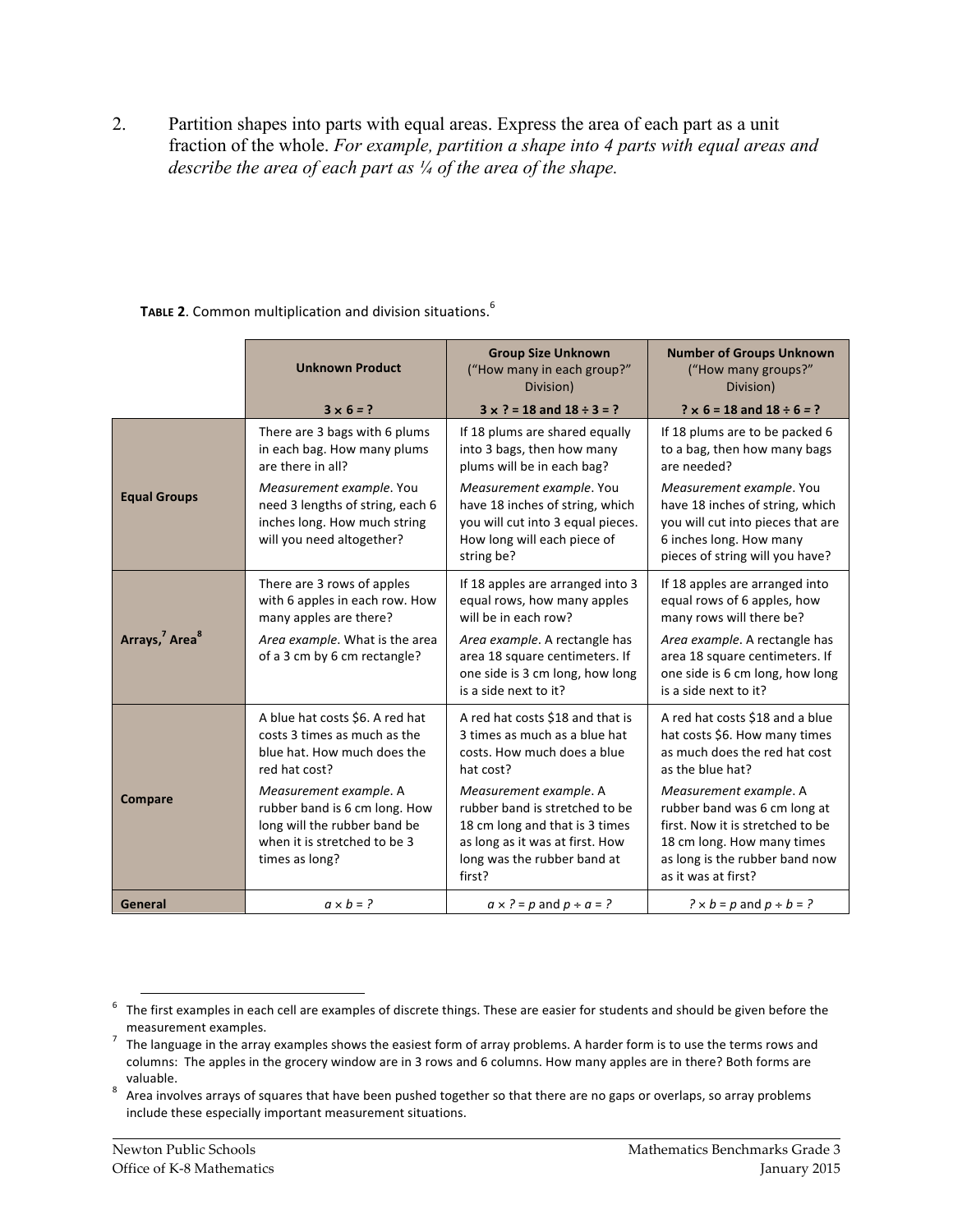2. Partition shapes into parts with equal areas. Express the area of each part as a unit fraction of the whole. *For example, partition a shape into 4 parts with equal areas and describe the area of each part as ¼ of the area of the shape.*

**TABLE 2**. Common multiplication and division situations.[6]

| | **Unknown Product**<br><br>**3 × 6 = ?** | **Group Size Unknown**<br>("How many in each group?" Division)<br>**3 × ? = 18 and 18 ÷ 3 = ?** | **Number of Groups Unknown**<br>("How many groups?" Division)<br>**? × 6 = 18 and 18 ÷ 6 = ?** |
|---|---|---|---|
| **Equal Groups** | There are 3 bags with 6 plums in each bag. How many plums are there in all?<br>*Measurement example*. You need 3 lengths of string, each 6 inches long. How much string will you need altogether? | If 18 plums are shared equally into 3 bags, then how many plums will be in each bag?<br>*Measurement example*. You have 18 inches of string, which you will cut into 3 equal pieces. How long will each piece of string be? | If 18 plums are to be packed 6 to a bag, then how many bags are needed?<br>*Measurement example*. You have 18 inches of string, which you will cut into pieces that are 6 inches long. How many pieces of string will you have? |
| **Arrays,[7] Area[8]** | There are 3 rows of apples with 6 apples in each row. How many apples are there?<br>*Area example*. What is the area of a 3 cm by 6 cm rectangle? | If 18 apples are arranged into 3 equal rows, how many apples will be in each row?<br>*Area example*. A rectangle has area 18 square centimeters. If one side is 3 cm long, how long is a side next to it? | If 18 apples are arranged into equal rows of 6 apples, how many rows will there be?<br>*Area example*. A rectangle has area 18 square centimeters. If one side is 6 cm long, how long is a side next to it? |
| **Compare** | A blue hat costs $6. A red hat costs 3 times as much as the blue hat. How much does the red hat cost?<br>*Measurement example*. A rubber band is 6 cm long. How long will the rubber band be when it is stretched to be 3 times as long? | A red hat costs $18 and that is 3 times as much as a blue hat costs. How much does a blue hat cost?<br>*Measurement example*. A rubber band is stretched to be 18 cm long and that is 3 times as long as it was at first. How long was the rubber band at first? | A red hat costs $18 and a blue hat costs $6. How many times as much does the red hat cost as the blue hat?<br>*Measurement example*. A rubber band was 6 cm long at first. Now it is stretched to be 18 cm long. How many times as long is the rubber band now as it was at first? |
| **General** | $a \times b = ?$ | $a \times ? = p$ and $p \div a = ?$ | $? \times b = p$ and $p \div b = ?$ |

[6] The first examples in each cell are examples of discrete things. These are easier for students and should be given before the measurement examples.

[7] The language in the array examples shows the easiest form of array problems. A harder form is to use the terms rows and columns: The apples in the grocery window are in 3 rows and 6 columns. How many apples are in there? Both forms are valuable.

[8] Area involves arrays of squares that have been pushed together so that there are no gaps or overlaps, so array problems include these especially important measurement situations.